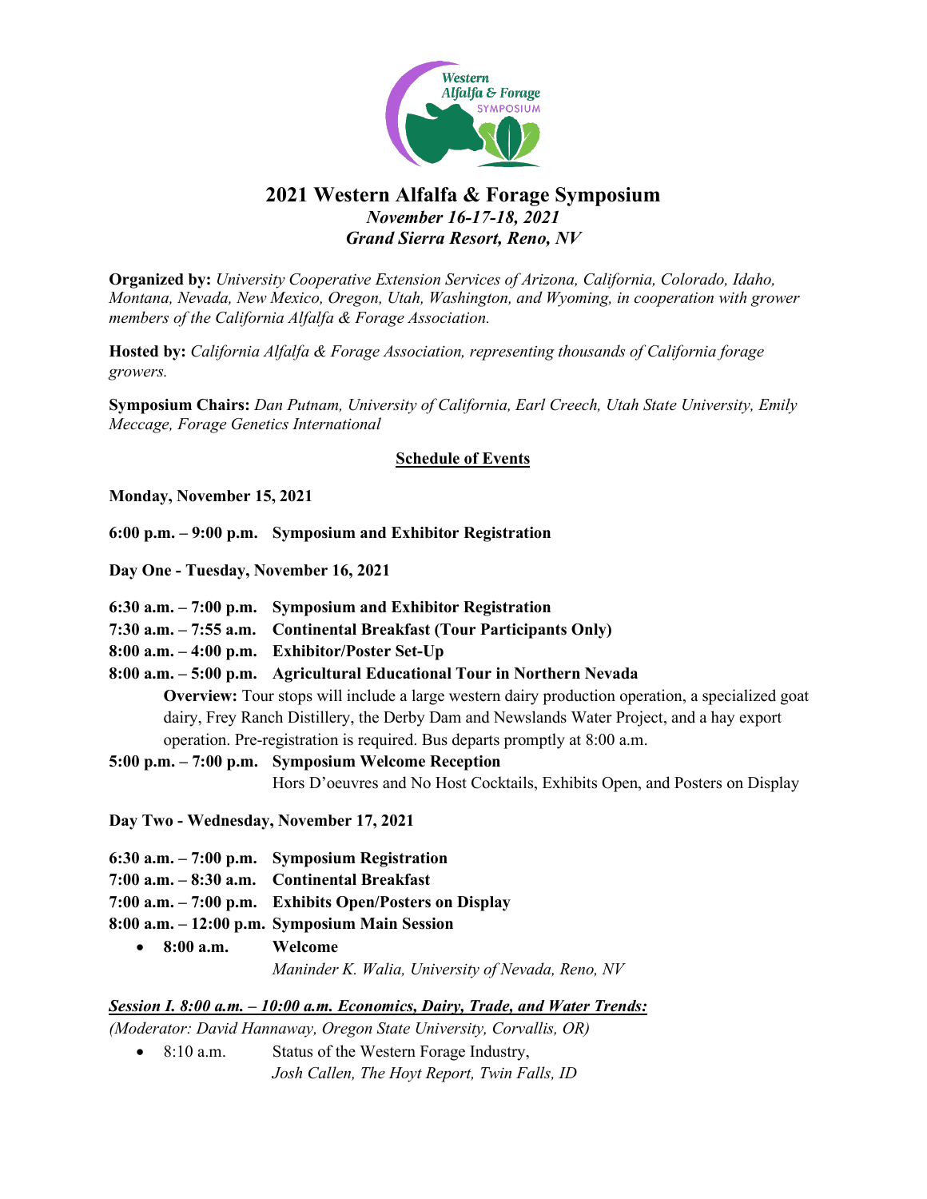# 2021 Western Alfalfa & Forage Symposium

***November 16-17-18, 2021***
***Grand Sierra Resort, Reno, NV***

**Organized by:** *University Cooperative Extension Services of Arizona, California, Colorado, Idaho, Montana, Nevada, New Mexico, Oregon, Utah, Washington, and Wyoming, in cooperation with grower members of the California Alfalfa & Forage Association.*

**Hosted by:** *California Alfalfa & Forage Association, representing thousands of California forage growers.*

**Symposium Chairs:** *Dan Putnam, University of California, Earl Creech, Utah State University, Emily Meccage, Forage Genetics International*

## Schedule of Events

**Monday, November 15, 2021**

**6:00 p.m. – 9:00 p.m. Symposium and Exhibitor Registration**

**Day One - Tuesday, November 16, 2021**

**6:30 a.m. – 7:00 p.m. Symposium and Exhibitor Registration**
**7:30 a.m. – 7:55 a.m. Continental Breakfast (Tour Participants Only)**
**8:00 a.m. – 4:00 p.m. Exhibitor/Poster Set-Up**
**8:00 a.m. – 5:00 p.m. Agricultural Educational Tour in Northern Nevada**

**Overview:** Tour stops will include a large western dairy production operation, a specialized goat dairy, Frey Ranch Distillery, the Derby Dam and Newslands Water Project, and a hay export operation. Pre-registration is required. Bus departs promptly at 8:00 a.m.

**5:00 p.m. – 7:00 p.m. Symposium Welcome Reception**
Hors D'oeuvres and No Host Cocktails, Exhibits Open, and Posters on Display

**Day Two - Wednesday, November 17, 2021**

**6:30 a.m. – 7:00 p.m. Symposium Registration**
**7:00 a.m. – 8:30 a.m. Continental Breakfast**
**7:00 a.m. – 7:00 p.m. Exhibits Open/Posters on Display**
**8:00 a.m. – 12:00 p.m. Symposium Main Session**

- **8:00 a.m. Welcome**
  *Maninder K. Walia, University of Nevada, Reno, NV*

***Session I. 8:00 a.m. – 10:00 a.m. Economics, Dairy, Trade, and Water Trends:***

*(Moderator: David Hannaway, Oregon State University, Corvallis, OR)*

- 8:10 a.m. Status of the Western Forage Industry,
  *Josh Callen, The Hoyt Report, Twin Falls, ID*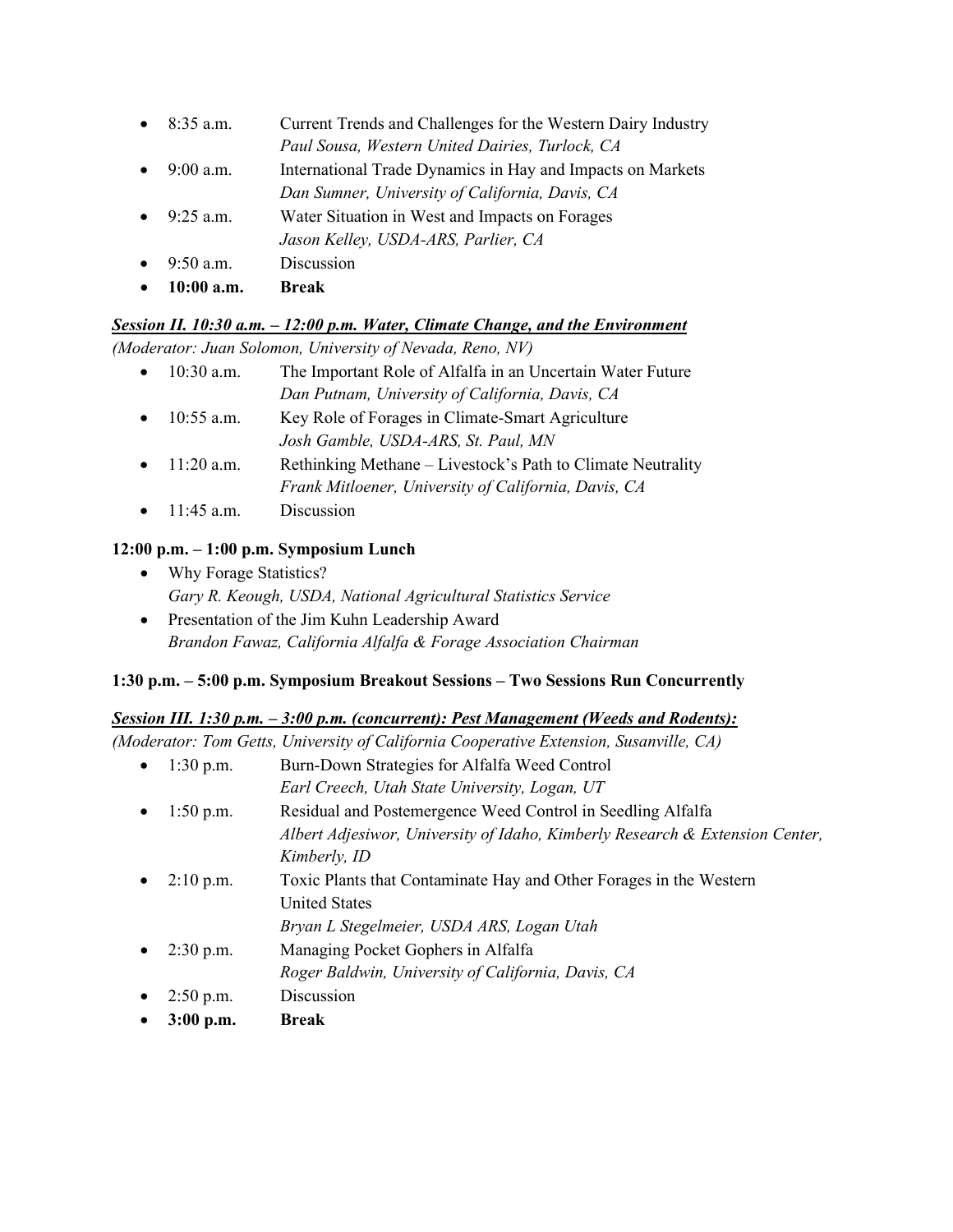- 8:35 a.m. Current Trends and Challenges for the Western Dairy Industry
  *Paul Sousa, Western United Dairies, Turlock, CA*
- 9:00 a.m. International Trade Dynamics in Hay and Impacts on Markets
  *Dan Sumner, University of California, Davis, CA*
- 9:25 a.m. Water Situation in West and Impacts on Forages
  *Jason Kelley, USDA-ARS, Parlier, CA*
- 9:50 a.m. Discussion
- **10:00 a.m. Break**

***Session II. 10:30 a.m. – 12:00 p.m. Water, Climate Change, and the Environment***

*(Moderator: Juan Solomon, University of Nevada, Reno, NV)*

- 10:30 a.m. The Important Role of Alfalfa in an Uncertain Water Future
  *Dan Putnam, University of California, Davis, CA*
- 10:55 a.m. Key Role of Forages in Climate-Smart Agriculture
  *Josh Gamble, USDA-ARS, St. Paul, MN*
- 11:20 a.m. Rethinking Methane – Livestock's Path to Climate Neutrality
  *Frank Mitloener, University of California, Davis, CA*
- 11:45 a.m. Discussion

**12:00 p.m. – 1:00 p.m. Symposium Lunch**

- Why Forage Statistics?
  *Gary R. Keough, USDA, National Agricultural Statistics Service*
- Presentation of the Jim Kuhn Leadership Award
  *Brandon Fawaz, California Alfalfa & Forage Association Chairman*

**1:30 p.m. – 5:00 p.m. Symposium Breakout Sessions – Two Sessions Run Concurrently**

***Session III. 1:30 p.m. – 3:00 p.m. (concurrent): Pest Management (Weeds and Rodents):***

*(Moderator: Tom Getts, University of California Cooperative Extension, Susanville, CA)*

- 1:30 p.m. Burn-Down Strategies for Alfalfa Weed Control
  *Earl Creech, Utah State University, Logan, UT*
- 1:50 p.m. Residual and Postemergence Weed Control in Seedling Alfalfa
  *Albert Adjesiwor, University of Idaho, Kimberly Research & Extension Center, Kimberly, ID*
- 2:10 p.m. Toxic Plants that Contaminate Hay and Other Forages in the Western United States
  *Bryan L Stegelmeier, USDA ARS, Logan Utah*
- 2:30 p.m. Managing Pocket Gophers in Alfalfa
  *Roger Baldwin, University of California, Davis, CA*
- 2:50 p.m. Discussion
- **3:00 p.m. Break**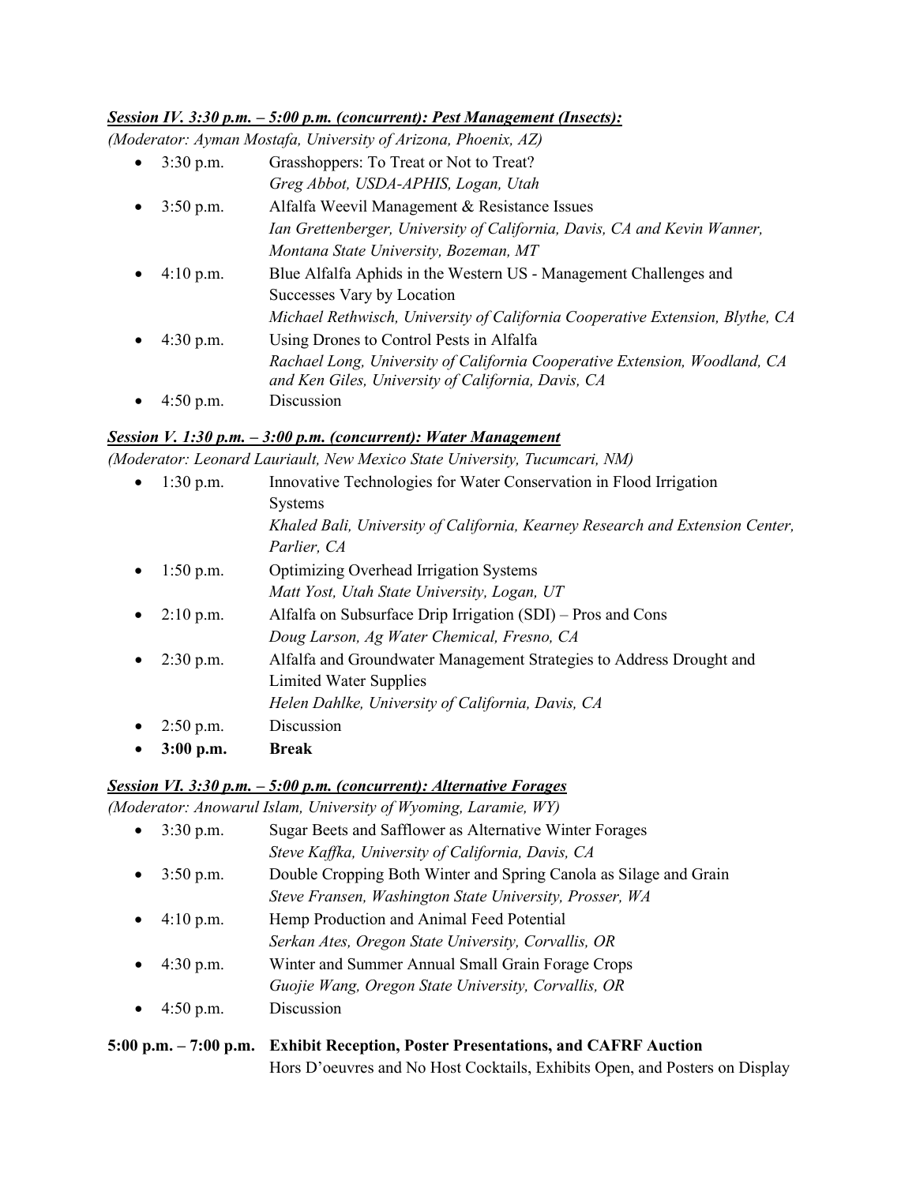***Session IV. 3:30 p.m. – 5:00 p.m. (concurrent): Pest Management (Insects):***

*(Moderator: Ayman Mostafa, University of Arizona, Phoenix, AZ)*

- 3:30 p.m. Grasshoppers: To Treat or Not to Treat?
  *Greg Abbot, USDA-APHIS, Logan, Utah*
- 3:50 p.m. Alfalfa Weevil Management & Resistance Issues
  *Ian Grettenberger, University of California, Davis, CA and Kevin Wanner, Montana State University, Bozeman, MT*
- 4:10 p.m. Blue Alfalfa Aphids in the Western US - Management Challenges and Successes Vary by Location
  *Michael Rethwisch, University of California Cooperative Extension, Blythe, CA*
- 4:30 p.m. Using Drones to Control Pests in Alfalfa
  *Rachael Long, University of California Cooperative Extension, Woodland, CA and Ken Giles, University of California, Davis, CA*
- 4:50 p.m. Discussion

***Session V. 1:30 p.m. – 3:00 p.m. (concurrent): Water Management***

*(Moderator: Leonard Lauriault, New Mexico State University, Tucumcari, NM)*

- 1:30 p.m. Innovative Technologies for Water Conservation in Flood Irrigation Systems
  *Khaled Bali, University of California, Kearney Research and Extension Center, Parlier, CA*
- 1:50 p.m. Optimizing Overhead Irrigation Systems
  *Matt Yost, Utah State University, Logan, UT*
- 2:10 p.m. Alfalfa on Subsurface Drip Irrigation (SDI) – Pros and Cons
  *Doug Larson, Ag Water Chemical, Fresno, CA*
- 2:30 p.m. Alfalfa and Groundwater Management Strategies to Address Drought and Limited Water Supplies
  *Helen Dahlke, University of California, Davis, CA*
- 2:50 p.m. Discussion
- **3:00 p.m. Break**

***Session VI. 3:30 p.m. – 5:00 p.m. (concurrent): Alternative Forages***

*(Moderator: Anowarul Islam, University of Wyoming, Laramie, WY)*

- 3:30 p.m. Sugar Beets and Safflower as Alternative Winter Forages
  *Steve Kaffka, University of California, Davis, CA*
- 3:50 p.m. Double Cropping Both Winter and Spring Canola as Silage and Grain
  *Steve Fransen, Washington State University, Prosser, WA*
- 4:10 p.m. Hemp Production and Animal Feed Potential
  *Serkan Ates, Oregon State University, Corvallis, OR*
- 4:30 p.m. Winter and Summer Annual Small Grain Forage Crops
  *Guojie Wang, Oregon State University, Corvallis, OR*
- 4:50 p.m. Discussion

**5:00 p.m. – 7:00 p.m. Exhibit Reception, Poster Presentations, and CAFRF Auction**
Hors D'oeuvres and No Host Cocktails, Exhibits Open, and Posters on Display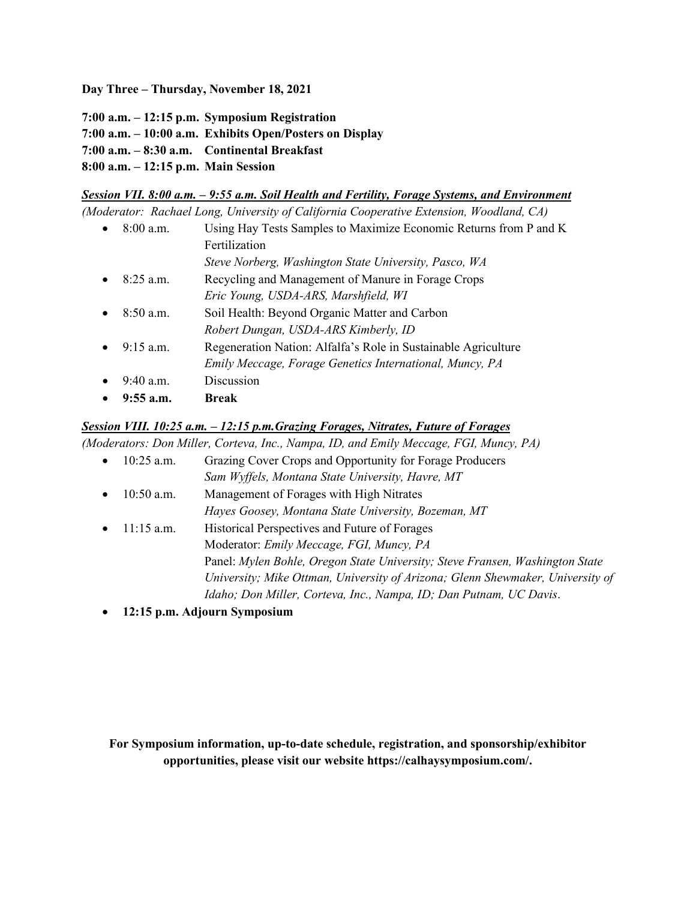**Day Three – Thursday, November 18, 2021**

**7:00 a.m. – 12:15 p.m. Symposium Registration**
**7:00 a.m. – 10:00 a.m. Exhibits Open/Posters on Display**
**7:00 a.m. – 8:30 a.m. Continental Breakfast**
**8:00 a.m. – 12:15 p.m. Main Session**

***Session VII. 8:00 a.m. – 9:55 a.m. Soil Health and Fertility, Forage Systems, and Environment***
*(Moderator: Rachael Long, University of California Cooperative Extension, Woodland, CA)*

- 8:00 a.m. Using Hay Tests Samples to Maximize Economic Returns from P and K Fertilization
  *Steve Norberg, Washington State University, Pasco, WA*
- 8:25 a.m. Recycling and Management of Manure in Forage Crops
  *Eric Young, USDA-ARS, Marshfield, WI*
- 8:50 a.m. Soil Health: Beyond Organic Matter and Carbon
  *Robert Dungan, USDA-ARS Kimberly, ID*
- 9:15 a.m. Regeneration Nation: Alfalfa's Role in Sustainable Agriculture
  *Emily Meccage, Forage Genetics International, Muncy, PA*
- 9:40 a.m. Discussion
- **9:55 a.m. Break**

***Session VIII. 10:25 a.m. – 12:15 p.m.Grazing Forages, Nitrates, Future of Forages***
*(Moderators: Don Miller, Corteva, Inc., Nampa, ID, and Emily Meccage, FGI, Muncy, PA)*

- 10:25 a.m. Grazing Cover Crops and Opportunity for Forage Producers
  *Sam Wyffels, Montana State University, Havre, MT*
- 10:50 a.m. Management of Forages with High Nitrates
  *Hayes Goosey, Montana State University, Bozeman, MT*
- 11:15 a.m. Historical Perspectives and Future of Forages
  Moderator: *Emily Meccage, FGI, Muncy, PA*
  Panel: *Mylen Bohle, Oregon State University; Steve Fransen, Washington State University; Mike Ottman, University of Arizona; Glenn Shewmaker, University of Idaho; Don Miller, Corteva, Inc., Nampa, ID; Dan Putnam, UC Davis*.
- **12:15 p.m. Adjourn Symposium**

**For Symposium information, up-to-date schedule, registration, and sponsorship/exhibitor opportunities, please visit our website https://calhaysymposium.com/.**